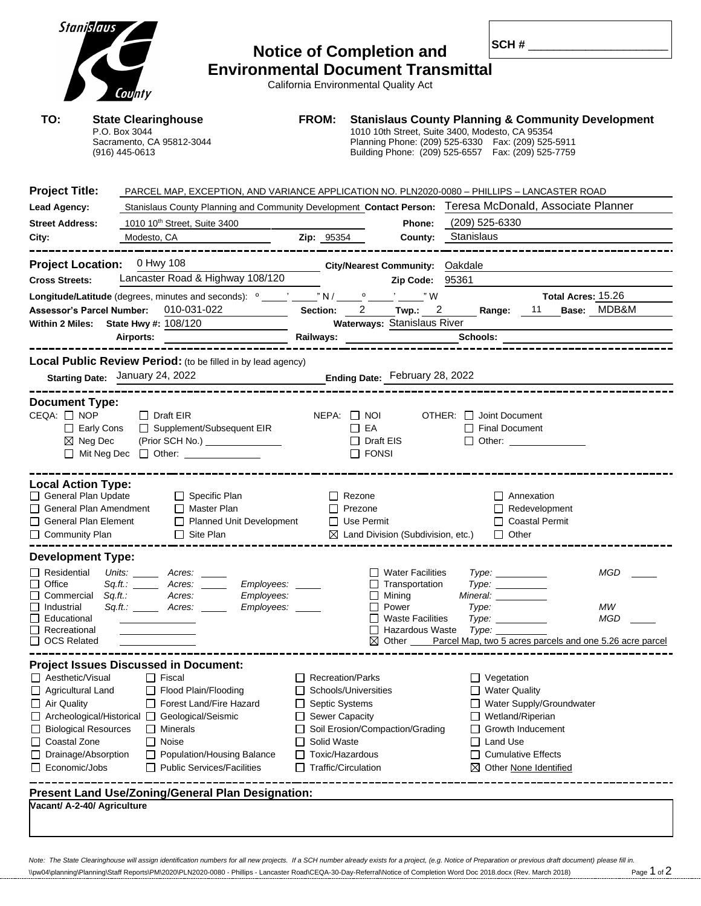Stanislaus County

# Notice of Completion and Environmental Document Transmittal

California Environmental Quality Act

**SCH #** ______________________

**TO:** **State Clearinghouse**
P.O. Box 3044
Sacramento, CA 95812-3044
(916) 445-0613

**FROM:** **Stanislaus County Planning & Community Development**
1010 10th Street, Suite 3400, Modesto, CA 95354
Planning Phone: (209) 525-6330 Fax: (209) 525-5911
Building Phone: (209) 525-6557 Fax: (209) 525-7759

**Project Title:** PARCEL MAP, EXCEPTION, AND VARIANCE APPLICATION NO. PLN2020-0080 – PHILLIPS – LANCASTER ROAD

**Lead Agency:** Stanislaus County Planning and Community Development **Contact Person:** Teresa McDonald, Associate Planner

**Street Address:** 1010 10th Street, Suite 3400 **Phone:** (209) 525-6330

**City:** Modesto, CA **Zip:** 95354 **County:** Stanislaus

**Project Location:** 0 Hwy 108 **City/Nearest Community:** Oakdale

**Cross Streets:** Lancaster Road & Highway 108/120 **Zip Code:** 95361

**Longitude/Latitude** (degrees, minutes and seconds): ° ' " N / ° ' " W **Total Acres:** 15.26

**Assessor's Parcel Number:** 010-031-022 **Section:** 2 **Twp.:** 2 **Range:** 11 **Base:** MDB&M

**Within 2 Miles:** **State Hwy #:** 108/120 **Waterways:** Stanislaus River

**Airports:** **Railways:** **Schools:**

**Local Public Review Period:** (to be filled in by lead agency)

**Starting Date:** January 24, 2022 **Ending Date:** February 28, 2022

**Document Type:**

CEQA: ☐ NOP ☐ Draft EIR ☐ Early Cons ☐ Supplement/Subsequent EIR ☒ Neg Dec (Prior SCH No.) ______ ☐ Mit Neg Dec ☐ Other: ______

NEPA: ☐ NOI ☐ EA ☐ Draft EIS ☐ FONSI

OTHER: ☐ Joint Document ☐ Final Document ☐ Other: ______

**Local Action Type:**

☐ General Plan Update ☐ General Plan Amendment ☐ General Plan Element ☐ Community Plan ☐ Specific Plan ☐ Master Plan ☐ Planned Unit Development ☐ Site Plan ☐ Rezone ☐ Prezone ☐ Use Permit ☒ Land Division (Subdivision, etc.) ☐ Annexation ☐ Redevelopment ☐ Coastal Permit ☐ Other

**Development Type:**

☐ Residential *Units:* ____ *Acres:* ____
☐ Office *Sq.ft.:* ____ *Acres:* ____ *Employees:* ____
☐ Commercial *Sq.ft.:* *Acres:* *Employees:*
☐ Industrial *Sq.ft.:* ____ *Acres:* ____ *Employees:* ____
☐ Educational
☐ Recreational
☐ OCS Related
☐ Water Facilities *Type:* ____ *MGD* ____
☐ Transportation *Type:* ____
☐ Mining *Mineral:* ____
☐ Power *Type:* *MW*
☐ Waste Facilities *Type:* ____ *MGD* ____
☐ Hazardous Waste *Type:* ____
☒ Other Parcel Map, two 5 acres parcels and one 5.26 acre parcel

**Project Issues Discussed in Document:**

☐ Aesthetic/Visual ☐ Agricultural Land ☐ Air Quality ☐ Archeological/Historical ☐ Biological Resources ☐ Coastal Zone ☐ Drainage/Absorption ☐ Economic/Jobs ☐ Fiscal ☐ Flood Plain/Flooding ☐ Forest Land/Fire Hazard ☐ Geological/Seismic ☐ Minerals ☐ Noise ☐ Population/Housing Balance ☐ Public Services/Facilities ☐ Recreation/Parks ☐ Schools/Universities ☐ Septic Systems ☐ Sewer Capacity ☐ Soil Erosion/Compaction/Grading ☐ Solid Waste ☐ Toxic/Hazardous ☐ Traffic/Circulation ☐ Vegetation ☐ Water Quality ☐ Water Supply/Groundwater ☐ Wetland/Riperian ☐ Growth Inducement ☐ Land Use ☐ Cumulative Effects ☒ Other None Identified

**Present Land Use/Zoning/General Plan Designation:**

**Vacant/ A-2-40/ Agriculture**

*Note: The State Clearinghouse will assign identification numbers for all new projects. If a SCH number already exists for a project, (e.g. Notice of Preparation or previous draft document) please fill in.*

\\pw04\planning\Planning\Staff Reports\PM\2020\PLN2020-0080 - Phillips - Lancaster Road\CEQA-30-Day-Referral\Notice of Completion Word Doc 2018.docx (Rev. March 2018)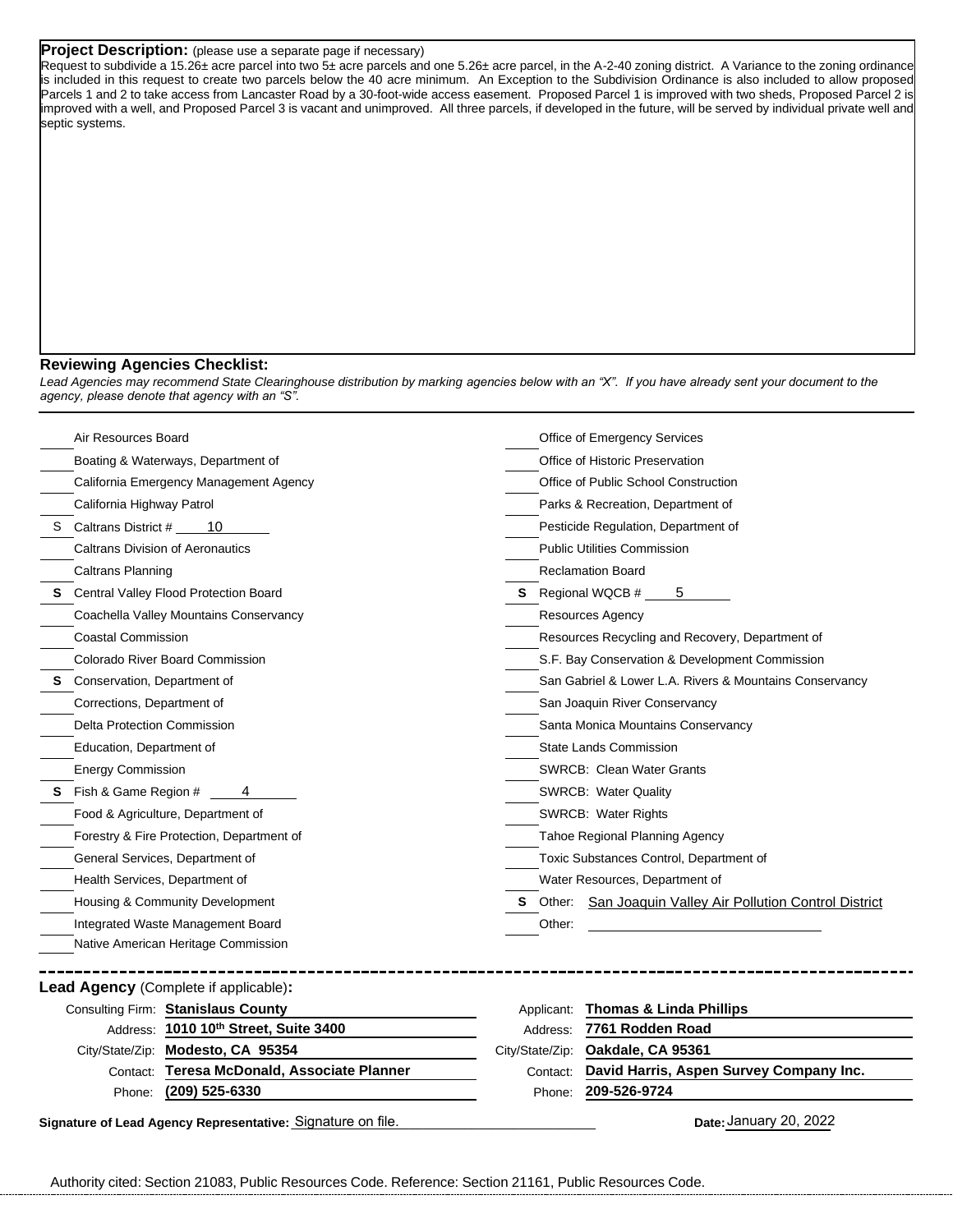**Project Description:** (please use a separate page if necessary)

Request to subdivide a 15.26± acre parcel into two 5± acre parcels and one 5.26± acre parcel, in the A-2-40 zoning district. A Variance to the zoning ordinance is included in this request to create two parcels below the 40 acre minimum. An Exception to the Subdivision Ordinance is also included to allow proposed Parcels 1 and 2 to take access from Lancaster Road by a 30-foot-wide access easement. Proposed Parcel 1 is improved with two sheds, Proposed Parcel 2 is improved with a well, and Proposed Parcel 3 is vacant and unimproved. All three parcels, if developed in the future, will be served by individual private well and septic systems.

**Reviewing Agencies Checklist:**

*Lead Agencies may recommend State Clearinghouse distribution by marking agencies below with an "X". If you have already sent your document to the agency, please denote that agency with an "S".*

| | | | |
|---|---|---|---|
| | Air Resources Board | | Office of Emergency Services |
| | Boating & Waterways, Department of | | Office of Historic Preservation |
| | California Emergency Management Agency | | Office of Public School Construction |
| | California Highway Patrol | | Parks & Recreation, Department of |
| S | Caltrans District # 10 | | Pesticide Regulation, Department of |
| | Caltrans Division of Aeronautics | | Public Utilities Commission |
| | Caltrans Planning | | Reclamation Board |
| **S** | Central Valley Flood Protection Board | **S** | Regional WQCB # 5 |
| | Coachella Valley Mountains Conservancy | | Resources Agency |
| | Coastal Commission | | Resources Recycling and Recovery, Department of |
| | Colorado River Board Commission | | S.F. Bay Conservation & Development Commission |
| **S** | Conservation, Department of | | San Gabriel & Lower L.A. Rivers & Mountains Conservancy |
| | Corrections, Department of | | San Joaquin River Conservancy |
| | Delta Protection Commission | | Santa Monica Mountains Conservancy |
| | Education, Department of | | State Lands Commission |
| | Energy Commission | | SWRCB: Clean Water Grants |
| **S** | Fish & Game Region # 4 | | SWRCB: Water Quality |
| | Food & Agriculture, Department of | | SWRCB: Water Rights |
| | Forestry & Fire Protection, Department of | | Tahoe Regional Planning Agency |
| | General Services, Department of | | Toxic Substances Control, Department of |
| | Health Services, Department of | | Water Resources, Department of |
| | Housing & Community Development | **S** | Other: San Joaquin Valley Air Pollution Control District |
| | Integrated Waste Management Board | | Other: |
| | Native American Heritage Commission | | |

**Lead Agency** (Complete if applicable)**:**

| | | | |
|---|---|---|---|
| Consulting Firm: | **Stanislaus County** | Applicant: | **Thomas & Linda Phillips** |
| Address: | **1010 10th Street, Suite 3400** | Address: | **7761 Rodden Road** |
| City/State/Zip: | **Modesto, CA 95354** | City/State/Zip: | **Oakdale, CA 95361** |
| Contact: | **Teresa McDonald, Associate Planner** | Contact: | **David Harris, Aspen Survey Company Inc.** |
| Phone: | **(209) 525-6330** | Phone: | **209-526-9724** |

**Signature of Lead Agency Representative:** Signature on file. **Date:** January 20, 2022

Authority cited: Section 21083, Public Resources Code. Reference: Section 21161, Public Resources Code.